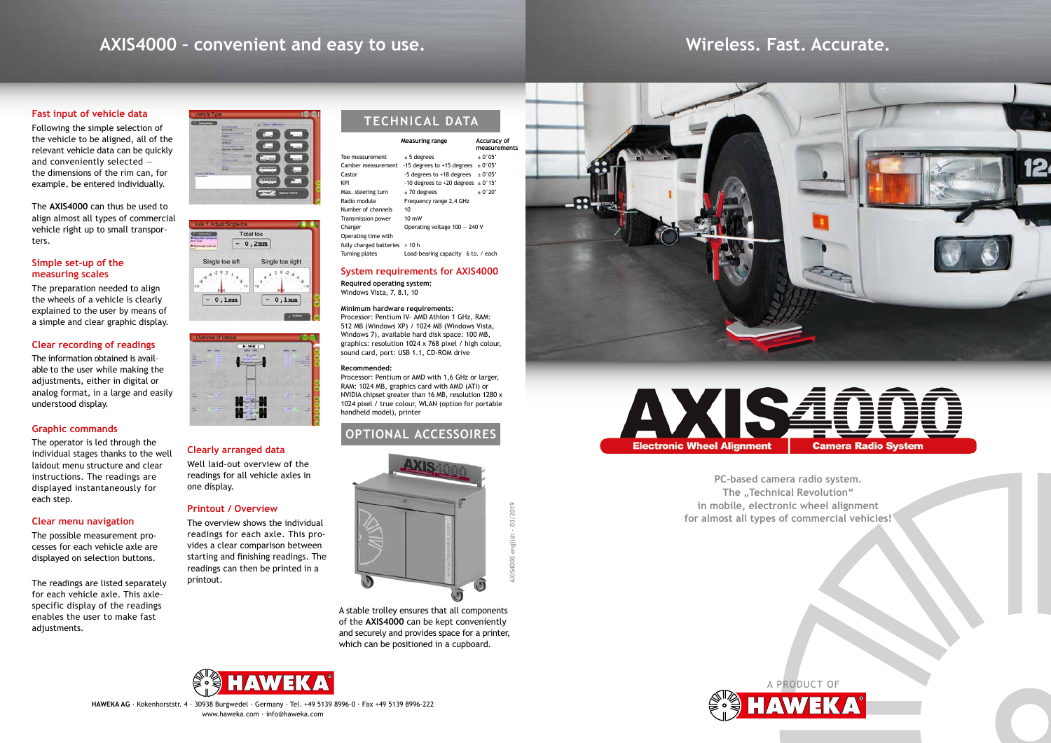# AXIS4000 – convenient and easy to use.

### Fast input of vehicle data

Following the simple selection of the vehicle to be aligned, all of the relevant vehicle data can be quickly and conveniently selected — the dimensions of the rim can, for example, be entered individually.

The **AXIS4000** can thus be used to align almost all types of commercial vehicle right up to small transporters.

### Simple set-up of the measuring scales

The preparation needed to align the wheels of a vehicle is clearly explained to the user by means of a simple and clear graphic display.

### Clear recording of readings

The information obtained is available to the user while making the adjustments, either in digital or analog format, in a large and easily understood display.

### Graphic commands

The operator is led through the individual stages thanks to the well laidout menu structure and clear instructions. The readings are displayed instantaneously for each step.

### Clear menu navigation

The possible measurement processes for each vehicle axle are displayed on selection buttons.

The readings are listed separately for each vehicle axle. This axle-specific display of the readings enables the user to make fast adjustments.

### Clearly arranged data

Well laid-out overview of the readings for all vehicle axles in one display.

### Printout / Overview

The overview shows the individual readings for each axle. This provides a clear comparison between starting and finishing readings. The readings can then be printed in a printout.

## TECHNICAL DATA

| | Measuring range | Accuracy of measurements |
|---|---|---|
| Toe measurement | ± 5 degrees | ± 0´05´ |
| Camber measurement | -15 degrees to +15 degrees | ± 0´05´ |
| Castor | -5 degrees to +18 degrees | ± 0´05´ |
| KPI | -10 degrees to +20 degrees | ± 0´15´ |
| Max. steering turn | ± 70 degrees | ± 0´20´ |
| Radio module | Frequency range 2,4 GHz | |
| Number of channels | 10 | |
| Transmission power | 10 mW | |
| Charger | Operating voltage 100 – 240 V | |
| Operating time with fully charged batteries | > 10 h | |
| Turning plates | Load-bearing capacity 6 to. / each | |

### System requirements for AXIS4000

**Required operating system:**
Windows Vista, 7, 8.1, 10

**Minimum hardware requirements:**
Processor: Pentium IV- AMD Athlon 1 GHz, RAM: 512 MB (Windows XP) / 1024 MB (Windows Vista, Windows 7), available hard disk space: 100 MB, graphics: resolution 1024 x 768 pixel / high colour, sound card, port: USB 1.1, CD-ROM drive

**Recommended:**
Processor: Pentium or AMD with 1,6 GHz or larger, RAM: 1024 MB, graphics card with AMD (ATI) or NVIDIA chipset greater than 16 MB, resolution 1280 x 1024 pixel / true colour, WLAN (option for portable handheld model), printer

## OPTIONAL ACCESSORIES

A stable trolley ensures that all components of the **AXIS4000** can be kept conveniently and securely and provides space for a printer, which can be positioned in a cupboard.

AXIS4000 english · 03/2019

**HAWEKA AG** · Kokenhorststr. 4 · 30938 Burgwedel · Germany · Tel. +49 5139 8996-0 · Fax +49 5139 8996-222
www.haweka.com · info@haweka.com

# Wireless. Fast. Accurate.

# AXIS4000

**Electronic Wheel Alignment** | **Camera Radio System**

PC-based camera radio system.
The „Technical Revolution"
in mobile, electronic wheel alignment
for almost all types of commercial vehicles!

A PRODUCT OF HAWEKA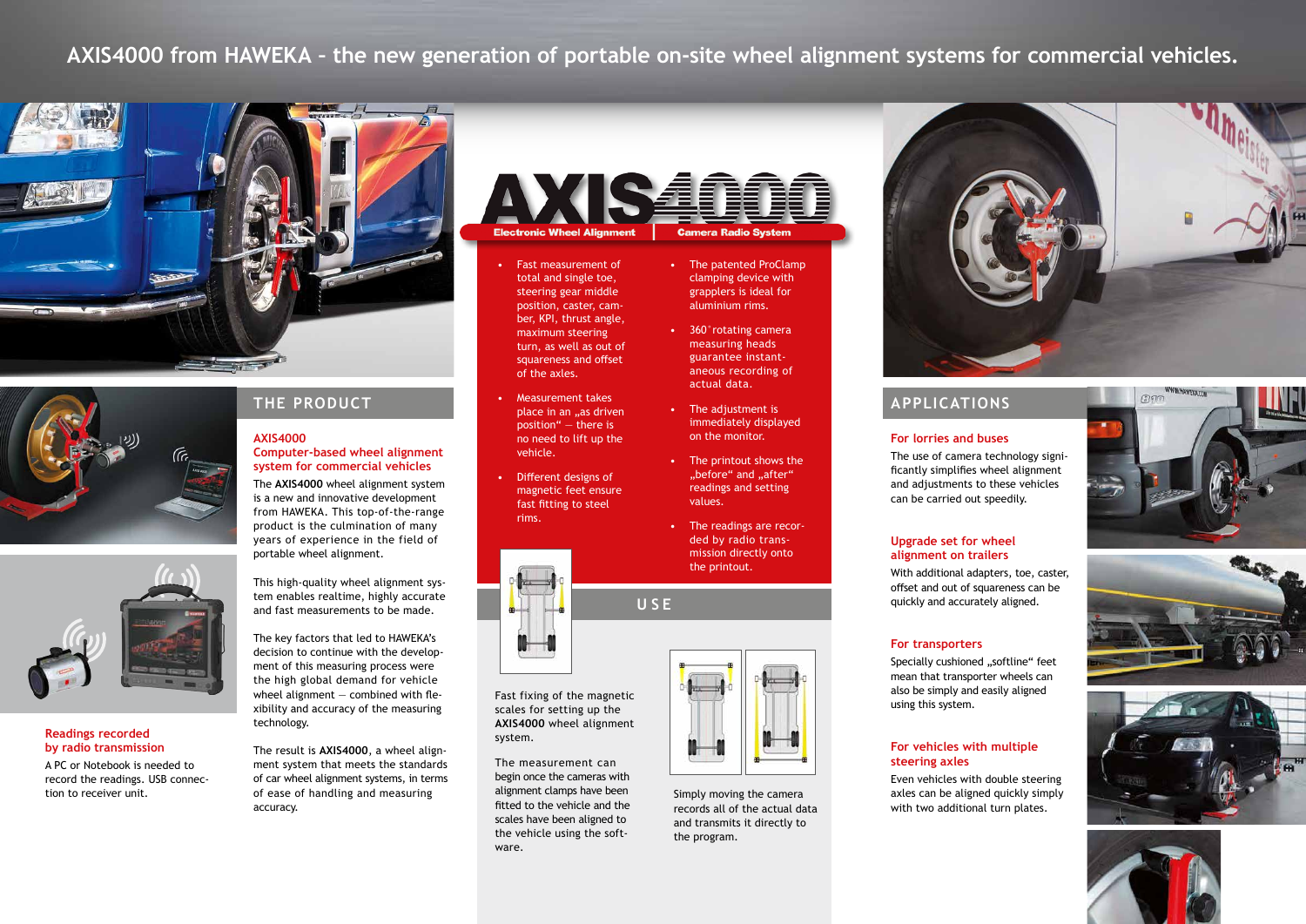# AXIS4000 from HAWEKA – the new generation of portable on-site wheel alignment systems for commercial vehicles.

## THE PRODUCT

### AXIS4000
### Computer-based wheel alignment system for commercial vehicles

The **AXIS4000** wheel alignment system is a new and innovative development from HAWEKA. This top-of-the-range product is the culmination of many years of experience in the field of portable wheel alignment.

This high-quality wheel alignment system enables realtime, highly accurate and fast measurements to be made.

The key factors that led to HAWEKA's decision to continue with the development of this measuring process were the high global demand for vehicle wheel alignment – combined with flexibility and accuracy of the measuring technology.

The result is **AXIS4000**, a wheel alignment system that meets the standards of car wheel alignment systems, in terms of ease of handling and measuring accuracy.

**Readings recorded by radio transmission**

A PC or Notebook is needed to record the readings. USB connection to receiver unit.

## AXIS4000

Electronic Wheel Alignment | Camera Radio System

- Fast measurement of total and single toe, steering gear middle position, caster, camber, KPI, thrust angle, maximum steering turn, as well as out of squareness and offset of the axles.
- Measurement takes place in an „as driven position" – there is no need to lift up the vehicle.
- Different designs of magnetic feet ensure fast fitting to steel rims.
- The patented ProClamp clamping device with grapplers is ideal for aluminium rims.
- 360° rotating camera measuring heads guarantee instantaneous recording of actual data.
- The adjustment is immediately displayed on the monitor.
- The printout shows the „before" and „after" readings and setting values.
- The readings are recorded by radio transmission directly onto the printout.

## USE

Fast fixing of the magnetic scales for setting up the **AXIS4000** wheel alignment system.

The measurement can begin once the cameras with alignment clamps have been fitted to the vehicle and the scales have been aligned to the vehicle using the software.

Simply moving the camera records all of the actual data and transmits it directly to the program.

## APPLICATIONS

**For lorries and buses**

The use of camera technology significantly simplifies wheel alignment and adjustments to these vehicles can be carried out speedily.

**Upgrade set for wheel alignment on trailers**

With additional adapters, toe, caster, offset and out of squareness can be quickly and accurately aligned.

**For transporters**

Specially cushioned „softline" feet mean that transporter wheels can also be simply and easily aligned using this system.

**For vehicles with multiple steering axles**

Even vehicles with double steering axles can be aligned quickly simply with two additional turn plates.